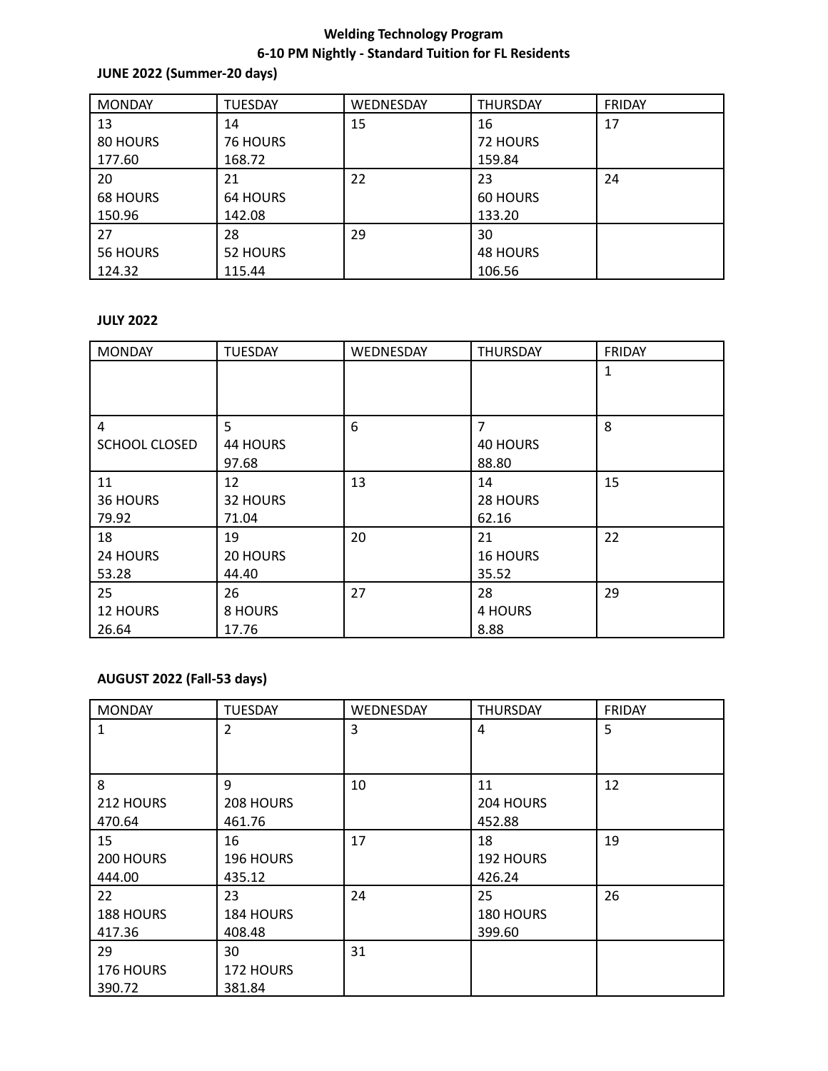**Welding Technology Program**

**6-10 PM Nightly - Standard Tuition for FL Residents**

**JUNE 2022 (Summer-20 days)**

| MONDAY | TUESDAY | WEDNESDAY | THURSDAY | FRIDAY |
|---|---|---|---|---|
| 13<br>80 HOURS<br>177.60 | 14<br>76 HOURS<br>168.72 | 15 | 16<br>72 HOURS<br>159.84 | 17 |
| 20<br>68 HOURS<br>150.96 | 21<br>64 HOURS<br>142.08 | 22 | 23<br>60 HOURS<br>133.20 | 24 |
| 27<br>56 HOURS<br>124.32 | 28<br>52 HOURS<br>115.44 | 29 | 30<br>48 HOURS<br>106.56 | |

**JULY 2022**

| MONDAY | TUESDAY | WEDNESDAY | THURSDAY | FRIDAY |
|---|---|---|---|---|
| | | | | 1 |
| 4<br>SCHOOL CLOSED | 5<br>44 HOURS<br>97.68 | 6 | 7<br>40 HOURS<br>88.80 | 8 |
| 11<br>36 HOURS<br>79.92 | 12<br>32 HOURS<br>71.04 | 13 | 14<br>28 HOURS<br>62.16 | 15 |
| 18<br>24 HOURS<br>53.28 | 19<br>20 HOURS<br>44.40 | 20 | 21<br>16 HOURS<br>35.52 | 22 |
| 25<br>12 HOURS<br>26.64 | 26<br>8 HOURS<br>17.76 | 27 | 28<br>4 HOURS<br>8.88 | 29 |

**AUGUST 2022 (Fall-53 days)**

| MONDAY | TUESDAY | WEDNESDAY | THURSDAY | FRIDAY |
|---|---|---|---|---|
| 1 | 2 | 3 | 4 | 5 |
| 8<br>212 HOURS<br>470.64 | 9<br>208 HOURS<br>461.76 | 10 | 11<br>204 HOURS<br>452.88 | 12 |
| 15<br>200 HOURS<br>444.00 | 16<br>196 HOURS<br>435.12 | 17 | 18<br>192 HOURS<br>426.24 | 19 |
| 22<br>188 HOURS<br>417.36 | 23<br>184 HOURS<br>408.48 | 24 | 25<br>180 HOURS<br>399.60 | 26 |
| 29<br>176 HOURS<br>390.72 | 30<br>172 HOURS<br>381.84 | 31 | | |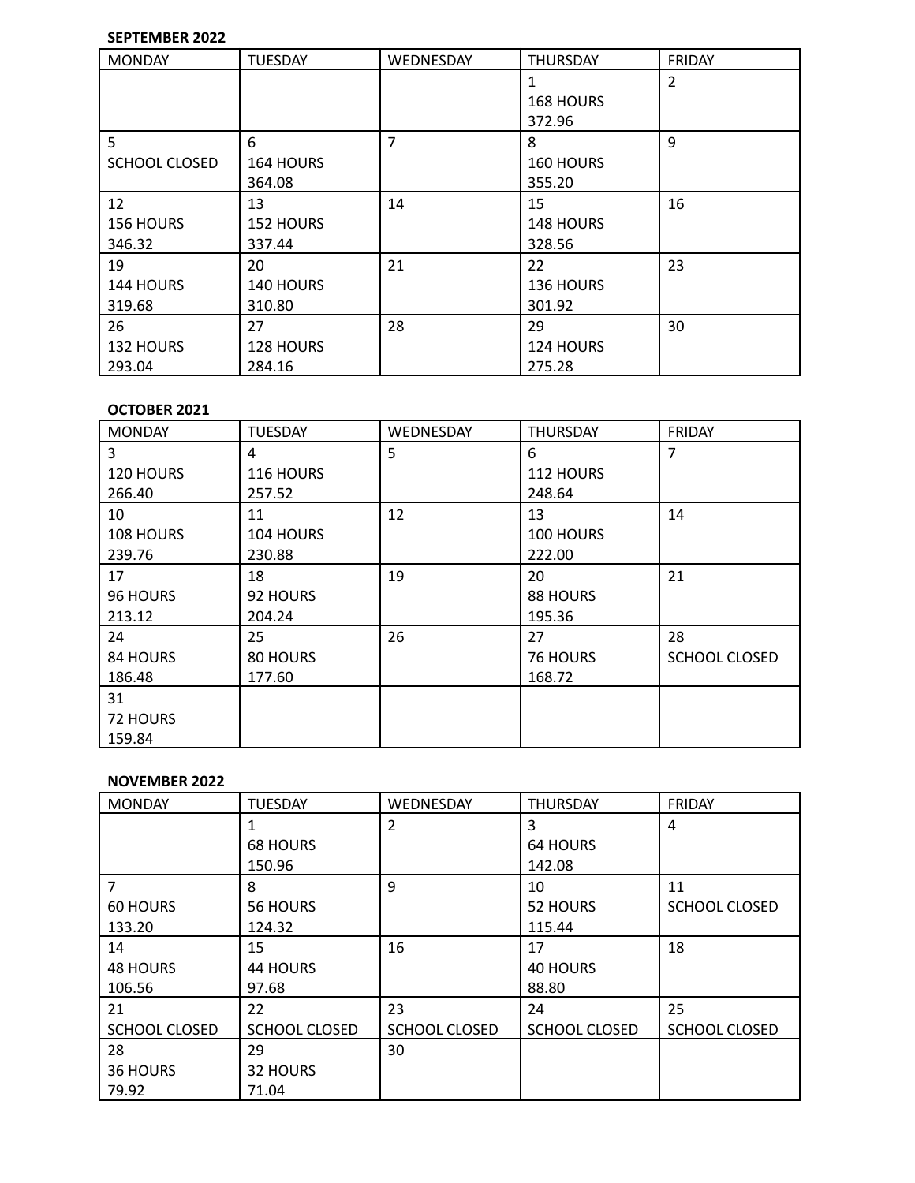**SEPTEMBER 2022**

| MONDAY | TUESDAY | WEDNESDAY | THURSDAY | FRIDAY |
|---|---|---|---|---|
| | | | 1<br>168 HOURS<br>372.96 | 2 |
| 5<br>SCHOOL CLOSED | 6<br>164 HOURS<br>364.08 | 7 | 8<br>160 HOURS<br>355.20 | 9 |
| 12<br>156 HOURS<br>346.32 | 13<br>152 HOURS<br>337.44 | 14 | 15<br>148 HOURS<br>328.56 | 16 |
| 19<br>144 HOURS<br>319.68 | 20<br>140 HOURS<br>310.80 | 21 | 22<br>136 HOURS<br>301.92 | 23 |
| 26<br>132 HOURS<br>293.04 | 27<br>128 HOURS<br>284.16 | 28 | 29<br>124 HOURS<br>275.28 | 30 |

**OCTOBER 2021**

| MONDAY | TUESDAY | WEDNESDAY | THURSDAY | FRIDAY |
|---|---|---|---|---|
| 3<br>120 HOURS<br>266.40 | 4<br>116 HOURS<br>257.52 | 5 | 6<br>112 HOURS<br>248.64 | 7 |
| 10<br>108 HOURS<br>239.76 | 11<br>104 HOURS<br>230.88 | 12 | 13<br>100 HOURS<br>222.00 | 14 |
| 17<br>96 HOURS<br>213.12 | 18<br>92 HOURS<br>204.24 | 19 | 20<br>88 HOURS<br>195.36 | 21 |
| 24<br>84 HOURS<br>186.48 | 25<br>80 HOURS<br>177.60 | 26 | 27<br>76 HOURS<br>168.72 | 28<br>SCHOOL CLOSED |
| 31<br>72 HOURS<br>159.84 | | | | |

**NOVEMBER 2022**

| MONDAY | TUESDAY | WEDNESDAY | THURSDAY | FRIDAY |
|---|---|---|---|---|
| | 1<br>68 HOURS<br>150.96 | 2 | 3<br>64 HOURS<br>142.08 | 4 |
| 7<br>60 HOURS<br>133.20 | 8<br>56 HOURS<br>124.32 | 9 | 10<br>52 HOURS<br>115.44 | 11<br>SCHOOL CLOSED |
| 14<br>48 HOURS<br>106.56 | 15<br>44 HOURS<br>97.68 | 16 | 17<br>40 HOURS<br>88.80 | 18 |
| 21<br>SCHOOL CLOSED | 22<br>SCHOOL CLOSED | 23<br>SCHOOL CLOSED | 24<br>SCHOOL CLOSED | 25<br>SCHOOL CLOSED |
| 28<br>36 HOURS<br>79.92 | 29<br>32 HOURS<br>71.04 | 30 | | |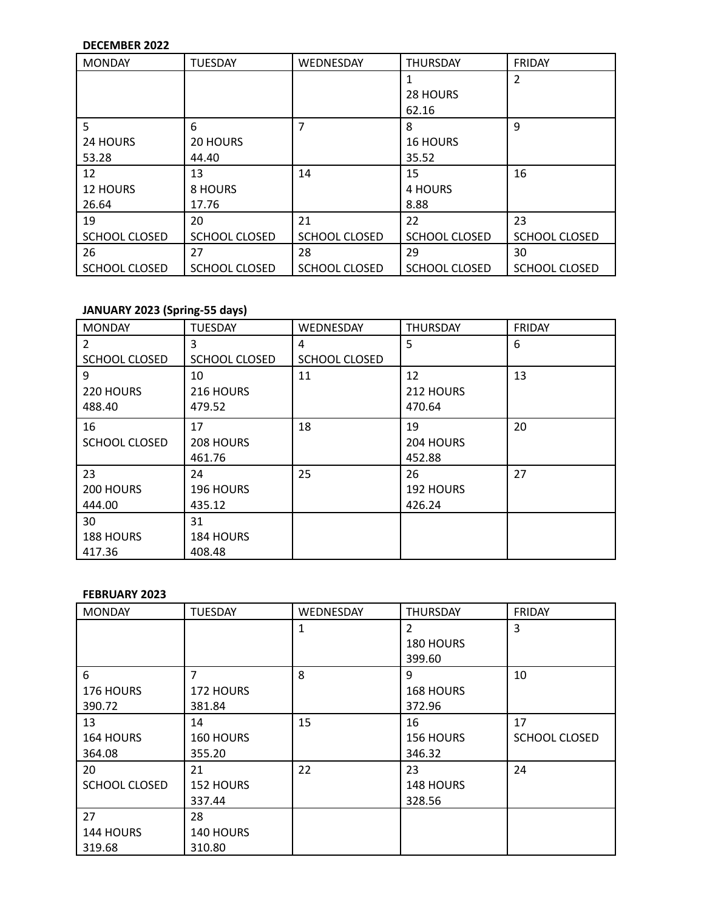**DECEMBER 2022**

| MONDAY | TUESDAY | WEDNESDAY | THURSDAY | FRIDAY |
|---|---|---|---|---|
| | | | 1<br>28 HOURS<br>62.16 | 2 |
| 5<br>24 HOURS<br>53.28 | 6<br>20 HOURS<br>44.40 | 7 | 8<br>16 HOURS<br>35.52 | 9 |
| 12<br>12 HOURS<br>26.64 | 13<br>8 HOURS<br>17.76 | 14 | 15<br>4 HOURS<br>8.88 | 16 |
| 19<br>SCHOOL CLOSED | 20<br>SCHOOL CLOSED | 21<br>SCHOOL CLOSED | 22<br>SCHOOL CLOSED | 23<br>SCHOOL CLOSED |
| 26<br>SCHOOL CLOSED | 27<br>SCHOOL CLOSED | 28<br>SCHOOL CLOSED | 29<br>SCHOOL CLOSED | 30<br>SCHOOL CLOSED |

**JANUARY 2023 (Spring-55 days)**

| MONDAY | TUESDAY | WEDNESDAY | THURSDAY | FRIDAY |
|---|---|---|---|---|
| 2<br>SCHOOL CLOSED | 3<br>SCHOOL CLOSED | 4<br>SCHOOL CLOSED | 5 | 6 |
| 9<br>220 HOURS<br>488.40 | 10<br>216 HOURS<br>479.52 | 11 | 12<br>212 HOURS<br>470.64 | 13 |
| 16<br>SCHOOL CLOSED | 17<br>208 HOURS<br>461.76 | 18 | 19<br>204 HOURS<br>452.88 | 20 |
| 23<br>200 HOURS<br>444.00 | 24<br>196 HOURS<br>435.12 | 25 | 26<br>192 HOURS<br>426.24 | 27 |
| 30<br>188 HOURS<br>417.36 | 31<br>184 HOURS<br>408.48 | | | |

**FEBRUARY 2023**

| MONDAY | TUESDAY | WEDNESDAY | THURSDAY | FRIDAY |
|---|---|---|---|---|
| | | 1 | 2<br>180 HOURS<br>399.60 | 3 |
| 6<br>176 HOURS<br>390.72 | 7<br>172 HOURS<br>381.84 | 8 | 9<br>168 HOURS<br>372.96 | 10 |
| 13<br>164 HOURS<br>364.08 | 14<br>160 HOURS<br>355.20 | 15 | 16<br>156 HOURS<br>346.32 | 17<br>SCHOOL CLOSED |
| 20<br>SCHOOL CLOSED | 21<br>152 HOURS<br>337.44 | 22 | 23<br>148 HOURS<br>328.56 | 24 |
| 27<br>144 HOURS<br>319.68 | 28<br>140 HOURS<br>310.80 | | | |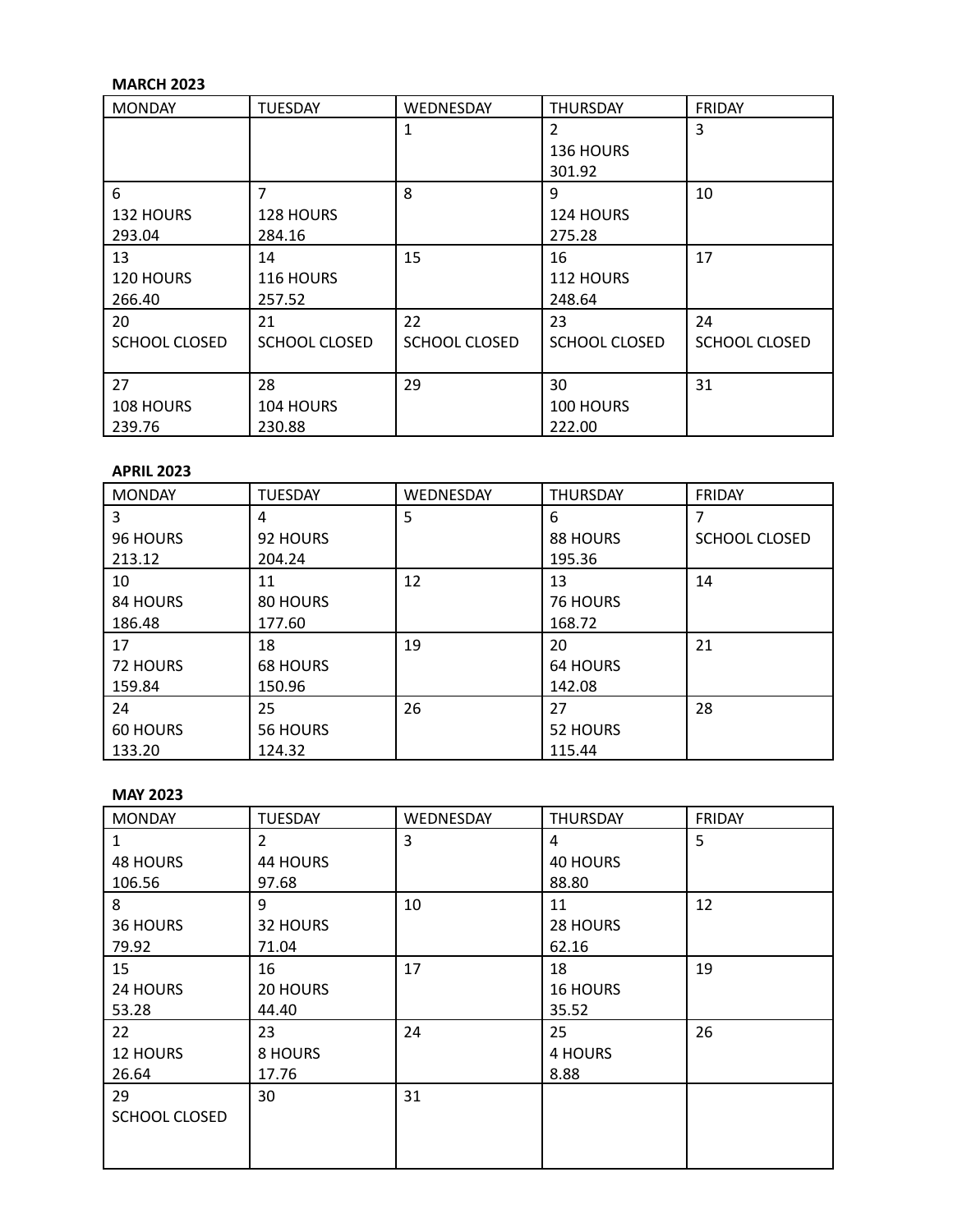**MARCH 2023**

| MONDAY | TUESDAY | WEDNESDAY | THURSDAY | FRIDAY |
|---|---|---|---|---|
| | | 1 | 2<br>136 HOURS<br>301.92 | 3 |
| 6<br>132 HOURS<br>293.04 | 7<br>128 HOURS<br>284.16 | 8 | 9<br>124 HOURS<br>275.28 | 10 |
| 13<br>120 HOURS<br>266.40 | 14<br>116 HOURS<br>257.52 | 15 | 16<br>112 HOURS<br>248.64 | 17 |
| 20<br>SCHOOL CLOSED | 21<br>SCHOOL CLOSED | 22<br>SCHOOL CLOSED | 23<br>SCHOOL CLOSED | 24<br>SCHOOL CLOSED |
| 27<br>108 HOURS<br>239.76 | 28<br>104 HOURS<br>230.88 | 29 | 30<br>100 HOURS<br>222.00 | 31 |

**APRIL 2023**

| MONDAY | TUESDAY | WEDNESDAY | THURSDAY | FRIDAY |
|---|---|---|---|---|
| 3<br>96 HOURS<br>213.12 | 4<br>92 HOURS<br>204.24 | 5 | 6<br>88 HOURS<br>195.36 | 7<br>SCHOOL CLOSED |
| 10<br>84 HOURS<br>186.48 | 11<br>80 HOURS<br>177.60 | 12 | 13<br>76 HOURS<br>168.72 | 14 |
| 17<br>72 HOURS<br>159.84 | 18<br>68 HOURS<br>150.96 | 19 | 20<br>64 HOURS<br>142.08 | 21 |
| 24<br>60 HOURS<br>133.20 | 25<br>56 HOURS<br>124.32 | 26 | 27<br>52 HOURS<br>115.44 | 28 |

**MAY 2023**

| MONDAY | TUESDAY | WEDNESDAY | THURSDAY | FRIDAY |
|---|---|---|---|---|
| 1<br>48 HOURS<br>106.56 | 2<br>44 HOURS<br>97.68 | 3 | 4<br>40 HOURS<br>88.80 | 5 |
| 8<br>36 HOURS<br>79.92 | 9<br>32 HOURS<br>71.04 | 10 | 11<br>28 HOURS<br>62.16 | 12 |
| 15<br>24 HOURS<br>53.28 | 16<br>20 HOURS<br>44.40 | 17 | 18<br>16 HOURS<br>35.52 | 19 |
| 22<br>12 HOURS<br>26.64 | 23<br>8 HOURS<br>17.76 | 24 | 25<br>4 HOURS<br>8.88 | 26 |
| 29<br>SCHOOL CLOSED | 30 | 31 | | |